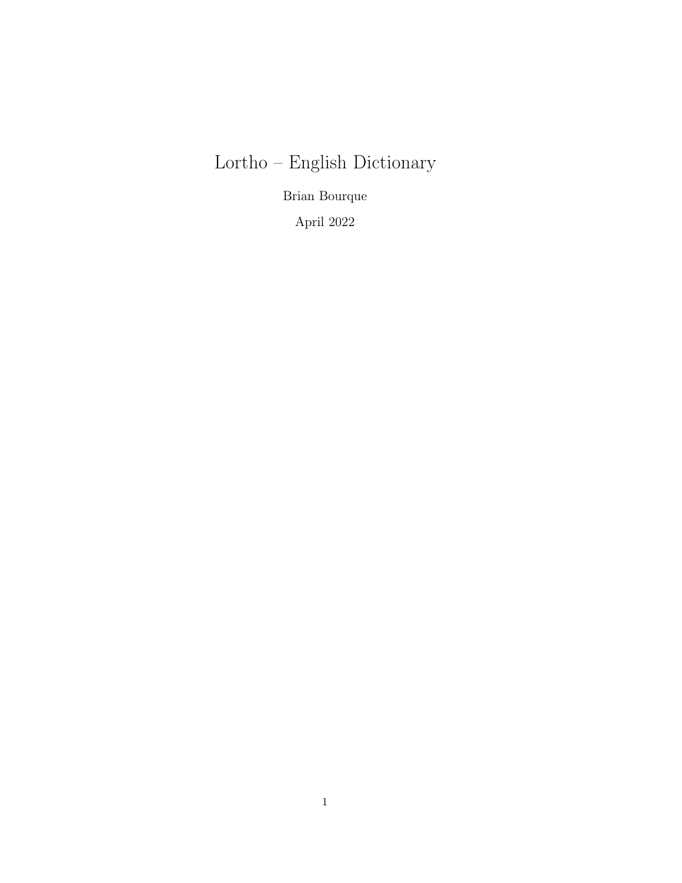# Lortho – English Dictionary

Brian Bourque

April 2022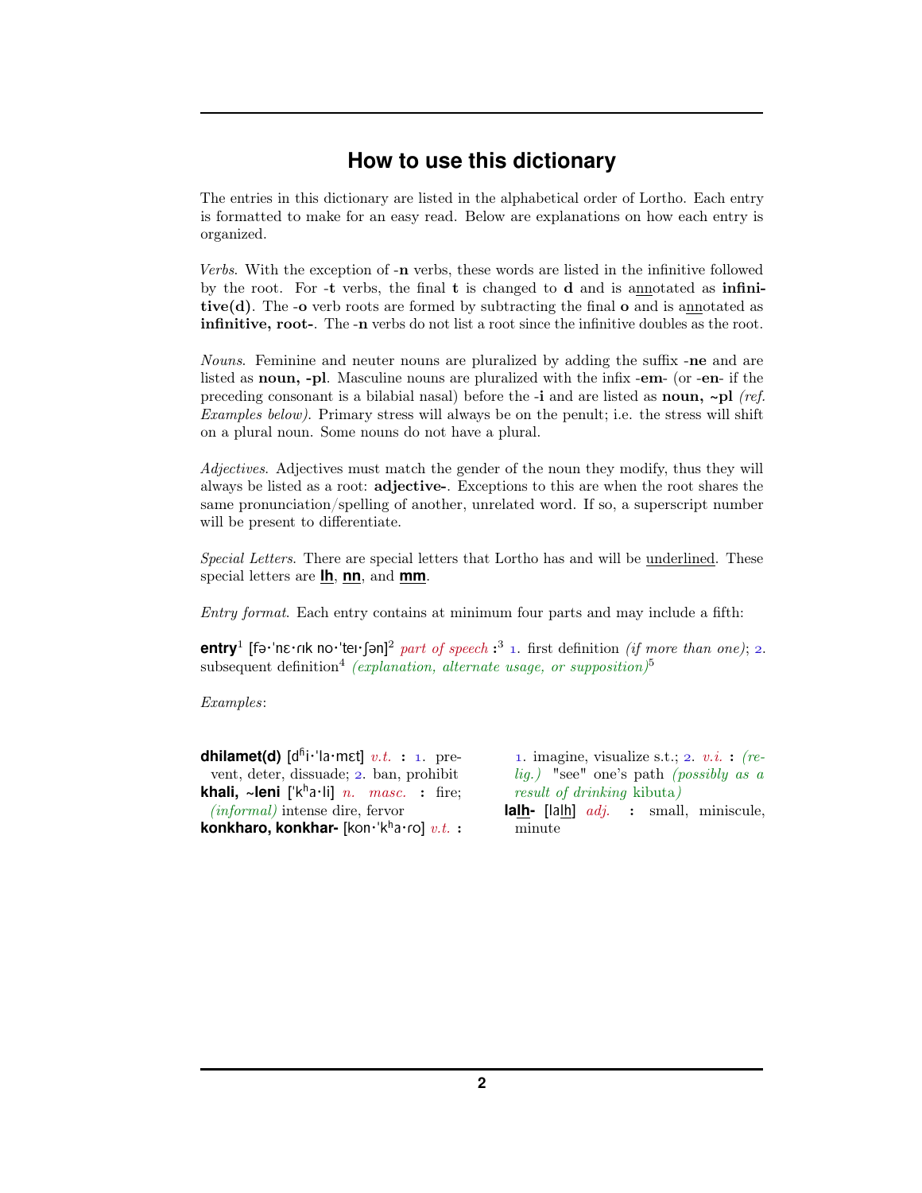# How to use this dictionary

The entries in this dictionary are listed in the alphabetical order of Lortho. Each entry is formatted to make for an easy read. Below are explanations on how each entry is organized.

*Verbs*. With the exception of -**n** verbs, these words are listed in the infinitive followed by the root. For -**t** verbs, the final **t** is changed to **d** and is annotated as **infinitive(d)**. The -**o** verb roots are formed by subtracting the final **o** and is annotated as **infinitive, root-**. The -**n** verbs do not list a root since the infinitive doubles as the root.

*Nouns*. Feminine and neuter nouns are pluralized by adding the suffix -**ne** and are listed as **noun, -pl**. Masculine nouns are pluralized with the infix -**em**- (or -**en**- if the preceding consonant is a bilabial nasal) before the -**i** and are listed as **noun, ~pl** *(ref. Examples below)*. Primary stress will always be on the penult; i.e. the stress will shift on a plural noun. Some nouns do not have a plural.

*Adjectives*. Adjectives must match the gender of the noun they modify, thus they will always be listed as a root: **adjective-**. Exceptions to this are when the root shares the same pronunciation/spelling of another, unrelated word. If so, a superscript number will be present to differentiate.

*Special Letters*. There are special letters that Lortho has and will be <u>underlined</u>. These special letters are **<u>lh</u>**, **<u>nn</u>**, and **<u>mm</u>**.

*Entry format*. Each entry contains at minimum four parts and may include a fifth:

**entry**[1] [fə·ˈnɛ·ɾɪk no·ˈteɪ·ʃən][2] *part of speech* **:**[3] 1. first definition *(if more than one)*; 2. subsequent definition[4] *(explanation, alternate usage, or supposition)*[5]

*Examples*:

**dhilamet(d)** [dʱi·ˈla·mɛt] *v.t.* **:** 1. prevent, deter, dissuade; 2. ban, prohibit

**khali, ~leni** [ˈkʰa·li] *n. masc.* **:** fire; *(informal)* intense dire, fervor

**konkharo, konkhar-** [kon·ˈkʰa·ɾo] *v.t.* **:** 1. imagine, visualize s.t.; 2. *v.i.* **:** *(relig.)* "see" one's path *(possibly as a result of drinking* kibuta*)*

**la<u>lh</u>-** [la<u>lh</u>] *adj.* **:** small, miniscule, minute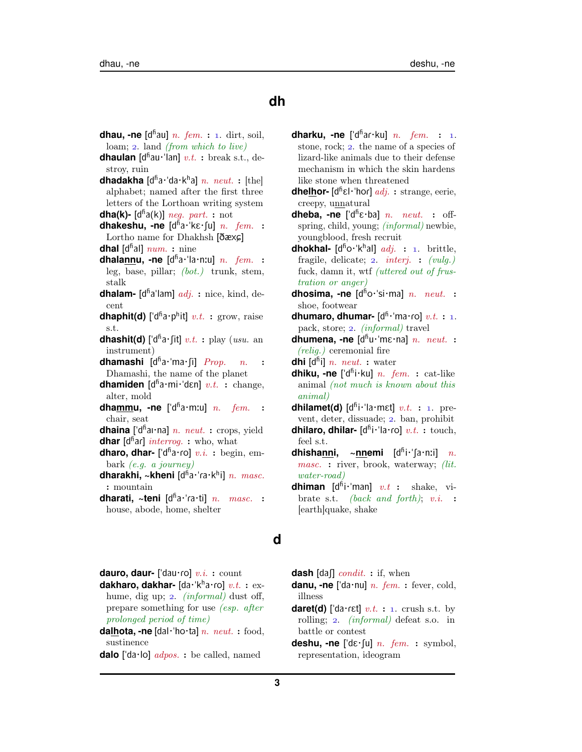## dh

**dhau, -ne** [dʱau] *n. fem.* **:** 1. dirt, soil, loam; 2. land *(from which to live)*

**dhaulan** [dʱau·'lan] *v.t.* **:** break s.t., destroy, ruin

**dhadakha** [dʱa·'da·kʰa] *n. neut.* **:** [the] alphabet; named after the first three letters of the Lorthoan writing system

**dha(k)-** [dʱa(k)] *neg. part.* **:** not

**dhakeshu, -ne** [dʱa·'kɛ·ʃu] *n. fem.* **:** Lortho name for Dhakhsh [ðæxç]

**dhal** [dʱal] *num.* **:** nine

**dhalannu, -ne** [dʱa·'la·nːu] *n. fem.* **:** leg, base, pillar; *(bot.)* trunk, stem, stalk

**dhalam-** [dʱa'lam] *adj.* **:** nice, kind, decent

**dhaphit(d)** ['dʱa·pʰit] *v.t.* **:** grow, raise s.t.

**dhashit(d)** ['dʱa·ʃit] *v.t.* **:** play (*usu.* an instrument)

**dhamashi** [dʱa·'ma·ʃi] *Prop. n.* **:** Dhamashi, the name of the planet

**dhamiden** [dʱa·mi·'dɛn] *v.t.* **:** change, alter, mold

**dhammu, -ne** ['dʱa·mːu] *n. fem.* **:** chair, seat

**dhaina** ['dʱaɪ·na] *n. neut.* **:** crops, yield

**dhar** [dʱar] *interrog.* **:** who, what

**dharo, dhar-** ['dʱa·ɾo] *v.i.* **:** begin, embark *(e.g. a journey)*

**dharakhi, ~kheni** [dʱa·'ɾa·kʰi] *n. masc.* **:** mountain

**dharati, ~teni** [dʱa·'ɾa·ti] *n. masc.* **:** house, abode, home, shelter

**dharku, -ne** ['dʱaɾ·ku] *n. fem.* **:** 1. stone, rock; 2. the name of a species of lizard-like animals due to their defense mechanism in which the skin hardens like stone when threatened

**dhelhor-** [dʱɛl·'hoɾ] *adj.* **:** strange, eerie, creepy, unnatural

**dheba, -ne** ['dʱɛ·ba] *n. neut.* **:** offspring, child, young; *(informal)* newbie, youngblood, fresh recruit

**dhokhal-** [dʱo·'kʰal] *adj.* **:** 1. brittle, fragile, delicate; 2. *interj.* **:** *(vulg.)* fuck, damn it, wtf *(uttered out of frustration or anger)*

**dhosima, -ne** [dʱo·'si·ma] *n. neut.* **:** shoe, footwear

**dhumaro, dhumar-** [dʱ·'ma·ɾo] *v.t.* **:** 1. pack, store; 2. *(informal)* travel

**dhumena, -ne** [dʱu·'mɛ·na] *n. neut.* **:** *(relig.)* ceremonial fire

**dhi** [dʱi] *n. neut.* **:** water

**dhiku, -ne** ['dʱi·ku] *n. fem.* **:** cat-like animal *(not much is known about this animal)*

**dhilamet(d)** [dʱi·'la·mɛt] *v.t.* **:** 1. prevent, deter, dissuade; 2. ban, prohibit

**dhilaro, dhilar-** [dʱi·'la·ɾo] *v.t.* **:** touch, feel s.t.

**dhishanni, ~nnemi** [dʱi·'ʃa·nːi] *n. masc.* **:** river, brook, waterway; *(lit. water-road)*

**dhiman** [dʱi·'man] *v.t* **:** shake, vibrate s.t. *(back and forth)*; *v.i.* **:** [earth]quake, shake

## d

**dauro, daur-** ['dau·ɾo] *v.i.* **:** count

**dakharo, dakhar-** [da·'kʰa·ɾo] *v.t.* **:** exhume, dig up; 2. *(informal)* dust off, prepare something for use *(esp. after prolonged period of time)*

**dalhota, -ne** [dal·'ho·ta] *n. neut.* **:** food, sustinence

**dalo** ['da·lo] *adpos.* **:** be called, named

**dash** [daʃ] *condit.* **:** if, when

**danu, -ne** ['da·nu] *n. fem.* **:** fever, cold, illness

**daret(d)** ['da·ɾɛt] *v.t.* **:** 1. crush s.t. by rolling; 2. *(informal)* defeat s.o. in battle or contest

**deshu, -ne** ['dɛ·ʃu] *n. fem.* **:** symbol, representation, ideogram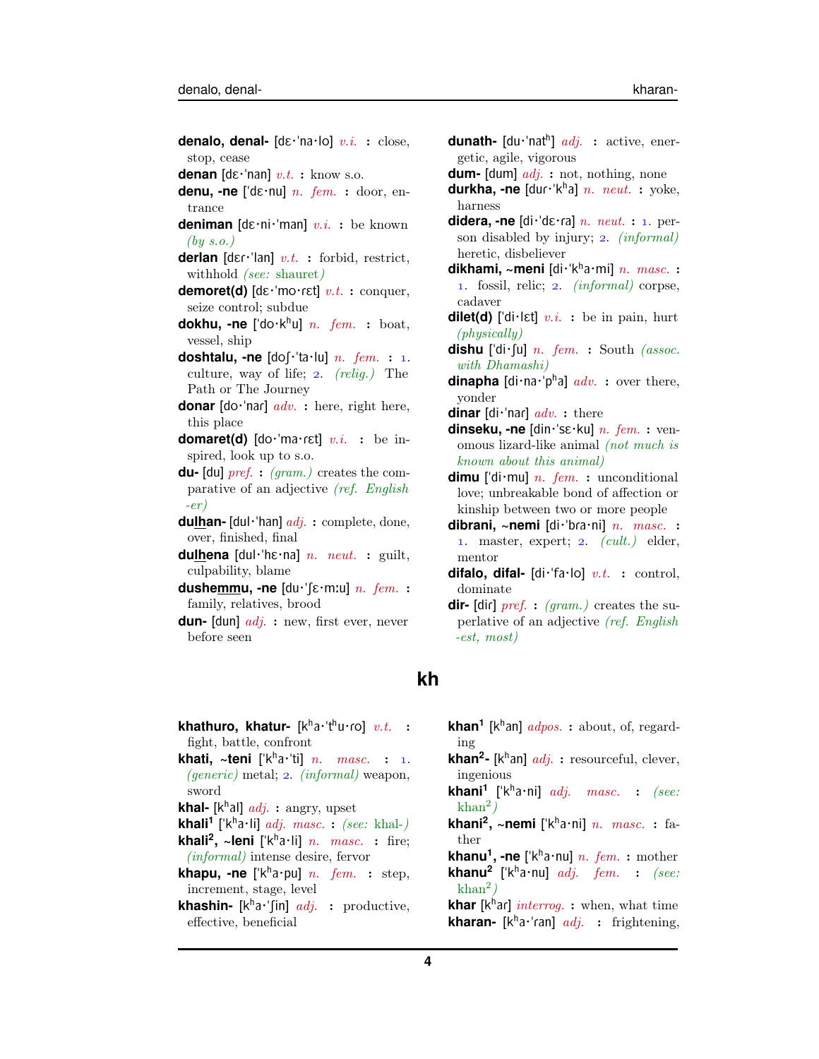**denalo, denal-** [dɛ·ˈna·lo] *v.i.* **:** close, stop, cease

**denan** [dɛ·ˈnan] *v.t.* **:** know s.o.

**denu, -ne** [ˈdɛ·nu] *n. fem.* **:** door, entrance

**deniman** [dɛ·ni·ˈman] *v.i.* **:** be known *(by s.o.)*

**derlan** [dɛɾ·ˈlan] *v.t.* **:** forbid, restrict, withhold *(see: shauret)*

**demoret(d)** [dɛ·ˈmo·ɾɛt] *v.t.* **:** conquer, seize control; subdue

**dokhu, -ne** [ˈdo·kʰu] *n. fem.* **:** boat, vessel, ship

**doshtalu, -ne** [doʃ·ˈta·lu] *n. fem.* **:** 1. culture, way of life; 2. *(relig.)* The Path or The Journey

**donar** [do·ˈnar] *adv.* **:** here, right here, this place

**domaret(d)** [do·ˈma·ɾɛt] *v.i.* **:** be inspired, look up to s.o.

**du-** [du] *pref.* **:** *(gram.)* creates the comparative of an adjective *(ref. English -er)*

**dulhan-** [dul·ˈhan] *adj.* **:** complete, done, over, finished, final

**dulhena** [dul·ˈhɛ·na] *n. neut.* **:** guilt, culpability, blame

**dushemmu, -ne** [du·ˈʃɛ·mːu] *n. fem.* **:** family, relatives, brood

**dun-** [dun] *adj.* **:** new, first ever, never before seen

**dunath-** [du·ˈnatʰ] *adj.* **:** active, energetic, agile, vigorous

**dum-** [dum] *adj.* **:** not, nothing, none

**durkha, -ne** [duɾ·ˈkʰa] *n. neut.* **:** yoke, harness

**didera, -ne** [di·ˈdɛ·ɾa] *n. neut.* **:** 1. person disabled by injury; 2. *(informal)* heretic, disbeliever

**dikhami, ~meni** [di·ˈkʰa·mi] *n. masc.* **:** 1. fossil, relic; 2. *(informal)* corpse, cadaver

**dilet(d)** [ˈdi·lɛt] *v.i.* **:** be in pain, hurt *(physically)*

**dishu** [ˈdi·ʃu] *n. fem.* **:** South *(assoc. with Dhamashi)*

**dinapha** [di·na·ˈpʰa] *adv.* **:** over there, yonder

**dinar** [di·ˈnar] *adv.* **:** there

**dinseku, -ne** [din·ˈsɛ·ku] *n. fem.* **:** venomous lizard-like animal *(not much is known about this animal)*

**dimu** [ˈdi·mu] *n. fem.* **:** unconditional love; unbreakable bond of affection or kinship between two or more people

**dibrani, ~nemi** [di·ˈbra·ni] *n. masc.* **:** 1. master, expert; 2. *(cult.)* elder, mentor

**difalo, difal-** [di·ˈfa·lo] *v.t.* **:** control, dominate

**dir-** [dir] *pref.* **:** *(gram.)* creates the superlative of an adjective *(ref. English -est, most)*

# kh

**khathuro, khatur-** [kʰa·ˈtʰu·ɾo] *v.t.* **:** fight, battle, confront

**khati, ~teni** [ˈkʰa·ti] *n. masc.* **:** 1. *(generic)* metal; 2. *(informal)* weapon, sword

**khal-** [kʰal] *adj.* **:** angry, upset

**khali¹** [ˈkʰa·li] *adj. masc.* **:** *(see: khal-)*

**khali², ~leni** [ˈkʰa·li] *n. masc.* **:** fire; *(informal)* intense desire, fervor

**khapu, -ne** [ˈkʰa·pu] *n. fem.* **:** step, increment, stage, level

**khashin-** [kʰa·ˈʃin] *adj.* **:** productive, effective, beneficial

**khan¹** [kʰan] *adpos.* **:** about, of, regarding

**khan²-** [kʰan] *adj.* **:** resourceful, clever, ingenious

**khani¹** [ˈkʰa·ni] *adj. masc.* **:** *(see: khan²)*

**khani², ~nemi** [ˈkʰa·ni] *n. masc.* **:** father

**khanu¹, -ne** [ˈkʰa·nu] *n. fem.* **:** mother

**khanu²** [ˈkʰa·nu] *adj. fem.* **:** *(see: khan²)*

**khar** [kʰar] *interrog.* **:** when, what time

**kharan-** [kʰa·ˈɾan] *adj.* **:** frightening,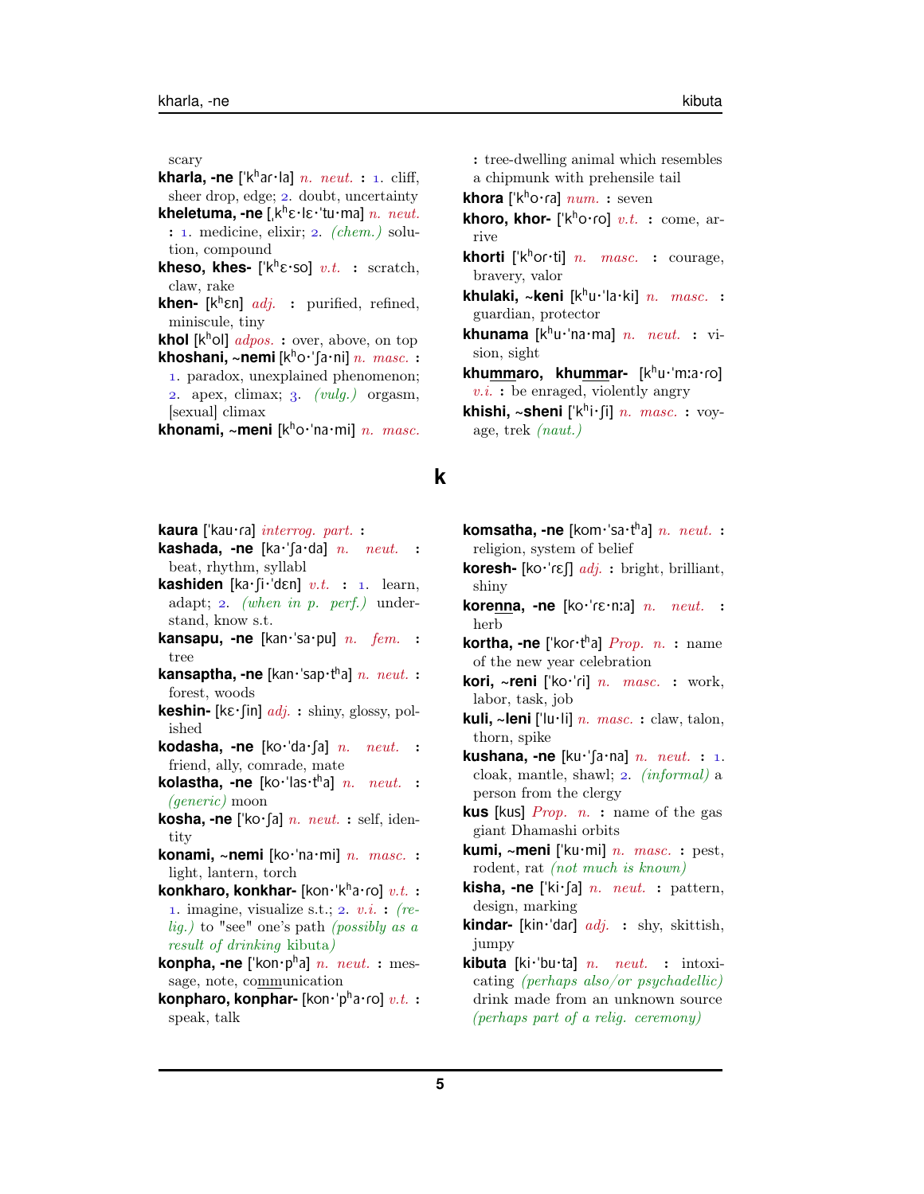scary

**kharla, -ne** [ˈkʰar·la] *n. neut.* **:** 1. cliff, sheer drop, edge; 2. doubt, uncertainty

**kheletuma, -ne** [ˌkʰɛ·lɛ·ˈtu·ma] *n. neut.* **:** 1. medicine, elixir; 2. *(chem.)* solution, compound

**kheso, khes-** [ˈkʰɛ·so] *v.t.* **:** scratch, claw, rake

**khen-** [kʰɛn] *adj.* **:** purified, refined, miniscule, tiny

**khol** [kʰol] *adpos.* **:** over, above, on top

**khoshani, ~nemi** [kʰo·ˈʃa·ni] *n. masc.* **:** 1. paradox, unexplained phenomenon; 2. apex, climax; 3. *(vulg.)* orgasm, [sexual] climax

**khonami, ~meni** [kʰo·ˈna·mi] *n. masc.* **:** tree-dwelling animal which resembles a chipmunk with prehensile tail

**khora** [ˈkʰo·ra] *num.* **:** seven

**khoro, khor-** [ˈkʰo·ro] *v.t.* **:** come, arrive

**khorti** [ˈkʰor·ti] *n. masc.* **:** courage, bravery, valor

**khulaki, ~keni** [kʰu·ˈla·ki] *n. masc.* **:** guardian, protector

**khunama** [kʰu·ˈna·ma] *n. neut.* **:** vision, sight

**khummaro, khummar-** [kʰu·ˈmːa·ro] *v.i.* **:** be enraged, violently angry

**khishi, ~sheni** [ˈkʰi·ʃi] *n. masc.* **:** voyage, trek *(naut.)*

## k

**kaura** [ˈkau·ra] *interrog. part.* **:**

**kashada, -ne** [ka·ˈʃa·da] *n. neut.* **:** beat, rhythm, syllabl

**kashiden** [ka·ʃi·ˈdɛn] *v.t.* **:** 1. learn, adapt; 2. *(when in p. perf.)* understand, know s.t.

**kansapu, -ne** [kan·ˈsa·pu] *n. fem.* **:** tree

**kansaptha, -ne** [kan·ˈsap·tʰa] *n. neut.* **:** forest, woods

**keshin-** [kɛ·ʃin] *adj.* **:** shiny, glossy, polished

**kodasha, -ne** [ko·ˈda·ʃa] *n. neut.* **:** friend, ally, comrade, mate

**kolastha, -ne** [ko·ˈlas·tʰa] *n. neut.* **:** *(generic)* moon

**kosha, -ne** [ˈko·ʃa] *n. neut.* **:** self, identity

**konami, ~nemi** [ko·ˈna·mi] *n. masc.* **:** light, lantern, torch

**konkharo, konkhar-** [kon·ˈkʰa·ro] *v.t.* **:** 1. imagine, visualize s.t.; 2. *v.i.* **:** *(relig.)* to "see" one's path *(possibly as a result of drinking* kibuta*)*

**konpha, -ne** [ˈkon·pʰa] *n. neut.* **:** message, note, communication

**konpharo, konphar-** [kon·ˈpʰa·ro] *v.t.* **:** speak, talk

**komsatha, -ne** [kom·ˈsa·tʰa] *n. neut.* **:** religion, system of belief

**koresh-** [ko·ˈrɛʃ] *adj.* **:** bright, brilliant, shiny

**korenna, -ne** [ko·ˈrɛ·nːa] *n. neut.* **:** herb

**kortha, -ne** [ˈkor·tʰa] *Prop. n.* **:** name of the new year celebration

**kori, ~reni** [ˈko·ˈri] *n. masc.* **:** work, labor, task, job

**kuli, ~leni** [ˈlu·li] *n. masc.* **:** claw, talon, thorn, spike

**kushana, -ne** [ku·ˈʃa·na] *n. neut.* **:** 1. cloak, mantle, shawl; 2. *(informal)* a person from the clergy

**kus** [kus] *Prop. n.* **:** name of the gas giant Dhamashi orbits

**kumi, ~meni** [ˈku·mi] *n. masc.* **:** pest, rodent, rat *(not much is known)*

**kisha, -ne** [ˈki·ʃa] *n. neut.* **:** pattern, design, marking

**kindar-** [kin·ˈdar] *adj.* **:** shy, skittish, jumpy

**kibuta** [ki·ˈbu·ta] *n. neut.* **:** intoxicating *(perhaps also/or psychadellic)* drink made from an unknown source *(perhaps part of a relig. ceremony)*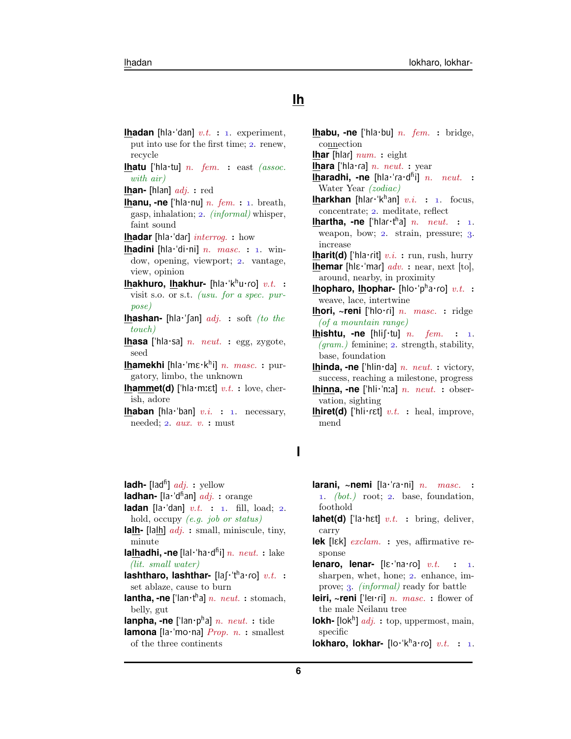## Ih

**Ihadan** [hla·ˈdan] *v.t.* **:** 1. experiment, put into use for the first time; 2. renew, recycle

**Ihatu** [ˈhla·tu] *n. fem.* **:** east *(assoc. with air)*

**Ihan-** [hlan] *adj.* **:** red

**Ihanu, -ne** [ˈhla·nu] *n. fem.* **:** 1. breath, gasp, inhalation; 2. *(informal)* whisper, faint sound

**Ihadar** [hla·ˈdar] *interrog.* **:** how

**Ihadini** [hla·ˈdi·ni] *n. masc.* **:** 1. window, opening, viewport; 2. vantage, view, opinion

**Ihakhuro, Ihakhur-** [hla·ˈkʰu·ro] *v.t.* **:** visit s.o. or s.t. *(usu. for a spec. purpose)*

**Ihashan-** [hla·ˈʃan] *adj.* **:** soft *(to the touch)*

**Ihasa** [ˈhla·sa] *n. neut.* **:** egg, zygote, seed

**Ihamekhi** [hla·ˈmɛ·kʰi] *n. masc.* **:** purgatory, limbo, the unknown

**Ihammet(d)** [ˈhla·mːɛt] *v.t.* **:** love, cherish, adore

**Ihaban** [hla·ˈban] *v.i.* **:** 1. necessary, needed; 2. *aux. v.* **:** must

**Ihabu, -ne** [ˈhla·bu] *n. fem.* **:** bridge, connection

**Ihar** [hlar] *num.* **:** eight

**Ihara** [ˈhla·ra] *n. neut.* **:** year

**Iharadhi, -ne** [hla·ˈra·dʱi] *n. neut.* **:** Water Year *(zodiac)*

**Iharkhan** [hlar·ˈkʰan] *v.i.* **:** 1. focus, concentrate; 2. meditate, reflect

**Ihartha, -ne** [ˈhlar·tʰa] *n. neut.* **:** 1. weapon, bow; 2. strain, pressure; 3. increase

**Iharit(d)** [ˈhla·rit] *v.i.* **:** run, rush, hurry

**Ihemar** [hlɛ·ˈmar] *adv.* **:** near, next [to], around, nearby, in proximity

**Ihopharo, Ihophar-** [hlo·ˈpʰa·ro] *v.t.* **:** weave, lace, intertwine

**Ihori, ~reni** [ˈhlo·ri] *n. masc.* **:** ridge *(of a mountain range)*

**Ihishtu, -ne** [hliʃ·tu] *n. fem.* **:** 1. *(gram.)* feminine; 2. strength, stability, base, foundation

**Ihinda, -ne** [ˈhlin·da] *n. neut.* **:** victory, success, reaching a milestone, progress

**Ihinna, -ne** [ˈhli·ˈnːa] *n. neut.* **:** observation, sighting

**Ihiret(d)** [ˈhli·rɛt] *v.t.* **:** heal, improve, mend

## l

**ladh-** [ladʱ] *adj.* **:** yellow

**ladhan-** [la·ˈdʱan] *adj.* **:** orange

**ladan** [la·ˈdan] *v.t.* **:** 1. fill, load; 2. hold, occupy *(e.g. job or status)*

**lalh-** [lalh] *adj.* **:** small, miniscule, tiny, minute

**lalhadhi, -ne** [lal·ˈha·dʱi] *n. neut.* **:** lake *(lit. small water)*

**lashtharo, lashthar-** [laʃ·ˈtʰa·ro] *v.t.* **:** set ablaze, cause to burn

**lantha, -ne** [ˈlan·tʰa] *n. neut.* **:** stomach, belly, gut

**lanpha, -ne** [ˈlan·pʰa] *n. neut.* **:** tide

**lamona** [la·ˈmo·na] *Prop. n.* **:** smallest of the three continents

**larani, ~nemi** [la·ˈra·ni] *n. masc.* **:** 1. *(bot.)* root; 2. base, foundation, foothold

**lahet(d)** [ˈla·hɛt] *v.t.* **:** bring, deliver, carry

**lek** [lɛk] *exclam.* **:** yes, affirmative response

**lenaro, lenar-** [lɛ·ˈna·ro] *v.t.* **:** 1. sharpen, whet, hone; 2. enhance, improve; 3. *(informal)* ready for battle

**leiri, ~reni** [ˈleɪ·ri] *n. masc.* **:** flower of the male Neilanu tree

**lokh-** [lokʰ] *adj.* **:** top, uppermost, main, specific

**lokharo, lokhar-** [lo·ˈkʰa·ro] *v.t.* **:** 1.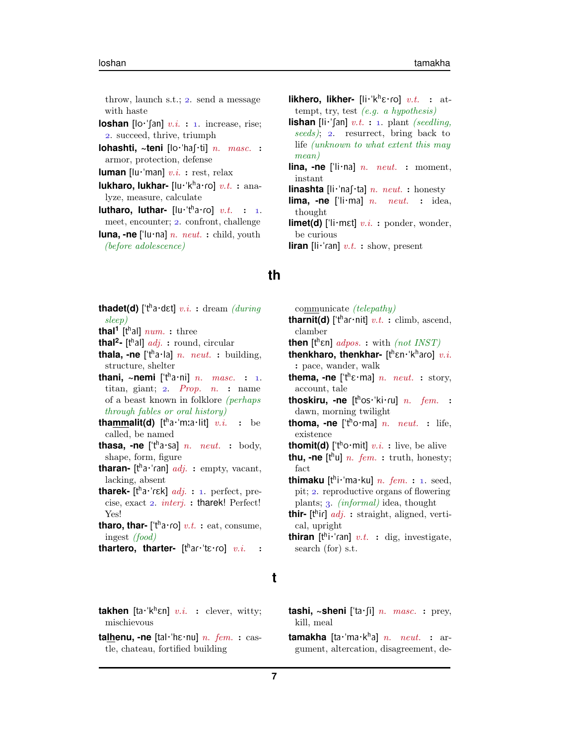throw, launch s.t.; 2. send a message with haste

**loshan** [lo·'ʃan] *v.i.* **:** 1. increase, rise; 2. succeed, thrive, triumph

**lohashti, ~teni** [lo·'haʃ·ti] *n. masc.* **:** armor, protection, defense

**luman** [lu·'man] *v.i.* **:** rest, relax

**lukharo, lukhar-** [lu·'kʰa·ro] *v.t.* **:** analyze, measure, calculate

**lutharo, luthar-** [lu·'tʰa·ro] *v.t.* **:** 1. meet, encounter; 2. confront, challenge

**luna, -ne** ['lu·na] *n. neut.* **:** child, youth *(before adolescence)*

**likhero, likher-** [li·'kʰɛ·ro] *v.t.* **:** attempt, try, test *(e.g. a hypothesis)*

**lishan** [li·'ʃan] *v.t.* **:** 1. plant *(seedling, seeds)*; 2. resurrect, bring back to life *(unknown to what extent this may mean)*

**lina, -ne** ['li·na] *n. neut.* **:** moment, instant

**linashta** [li·'naʃ·ta] *n. neut.* **:** honesty

**lima, -ne** ['li·ma] *n. neut.* **:** idea, thought

**limet(d)** ['li·mɛt] *v.i.* **:** ponder, wonder, be curious

**liran** [li·'ran] *v.t.* **:** show, present

## th

**thadet(d)** ['tʰa·dɛt] *v.i.* **:** dream *(during sleep)*

**thal[1]** [tʰal] *num.* **:** three

**thal[2]-** [tʰal] *adj.* **:** round, circular

**thala, -ne** ['tʰa·la] *n. neut.* **:** building, structure, shelter

**thani, ~nemi** ['tʰa·ni] *n. masc.* **:** 1. titan, giant; 2. *Prop. n.* **:** name of a beast known in folklore *(perhaps through fables or oral history)*

**thammalit(d)** [tʰa·'mːa·lit] *v.i.* **:** be called, be named

**thasa, -ne** ['tʰa·sa] *n. neut.* **:** body, shape, form, figure

**tharan-** [tʰa·'ran] *adj.* **:** empty, vacant, lacking, absent

**tharek-** [tʰa·'rɛk] *adj.* **:** 1. perfect, precise, exact 2. *interj.* **:** tharek! Perfect! Yes!

**tharo, thar-** ['tʰa·ro] *v.t.* **:** eat, consume, ingest *(food)*

**thartero, tharter-** [tʰar·'tɛ·ro] *v.i.* **:** communicate *(telepathy)*

**tharnit(d)** ['tʰar·nit] *v.t.* **:** climb, ascend, clamber

**then** [tʰɛn] *adpos.* **:** with *(not INST)*

**thenkharo, thenkhar-** [tʰɛn·'kʰaro] *v.i.* **:** pace, wander, walk

**thema, -ne** ['tʰɛ·ma] *n. neut.* **:** story, account, tale

**thoskiru, -ne** [tʰos·'ki·ru] *n. fem.* **:** dawn, morning twilight

**thoma, -ne** ['tʰo·ma] *n. neut.* **:** life, existence

**thomit(d)** ['tʰo·mit] *v.i.* **:** live, be alive

**thu, -ne** [tʰu] *n. fem.* **:** truth, honesty; fact

**thimaku** [tʰi·'ma·ku] *n. fem.* **:** 1. seed, pit; 2. reproductive organs of flowering plants; 3. *(informal)* idea, thought

**thir-** [tʰir] *adj.* **:** straight, aligned, vertical, upright

**thiran** [tʰi·'ran] *v.t.* **:** dig, investigate, search (for) s.t.

## t

**takhen** [ta·'kʰɛn] *v.i.* **:** clever, witty; mischievous

**talhenu, -ne** [tal·'hɛ·nu] *n. fem.* **:** castle, chateau, fortified building

**tashi, ~sheni** ['ta·ʃi] *n. masc.* **:** prey, kill, meal

**tamakha** [ta·'ma·kʰa] *n. neut.* **:** argument, altercation, disagreement, de-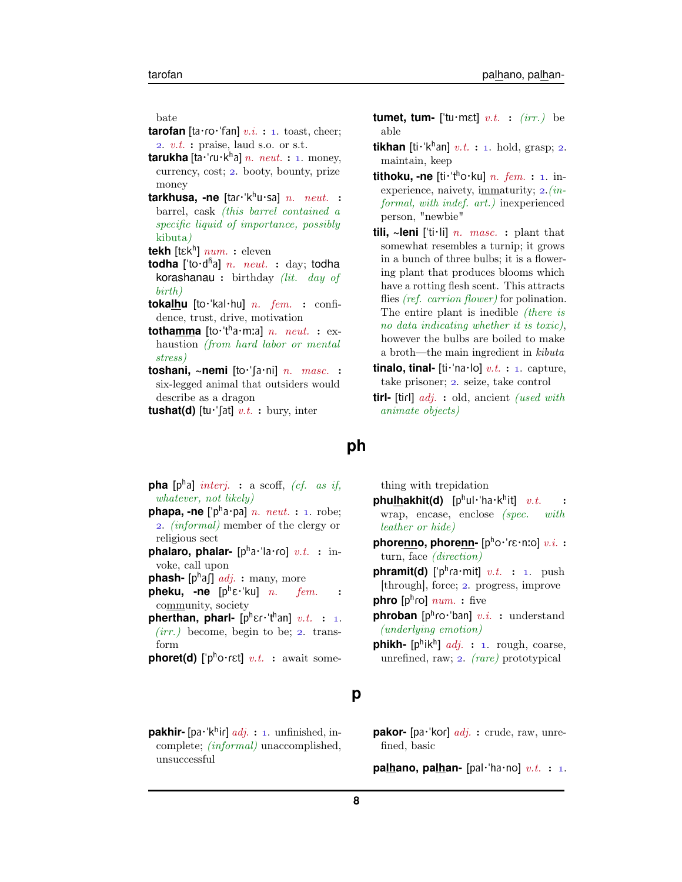bate

**tarofan** [ta·ɾo·ˈfan] *v.i.* **:** 1. toast, cheer; 2. *v.t.* **:** praise, laud s.o. or s.t.

**tarukha** [ta·ˈɾu·kʰa] *n. neut.* **:** 1. money, currency, cost; 2. booty, bounty, prize money

**tarkhusa, -ne** [taɾ·ˈkʰu·sa] *n. neut.* **:** barrel, cask *(this barrel contained a specific liquid of importance, possibly* kibuta*)*

**tekh** [tɛkʰ] *num.* **:** eleven

**todha** [ˈto·dʱa] *n. neut.* **:** day; **todha korashanau :** birthday *(lit. day of birth)*

**tokal̲hu** [to·ˈkal·hu] *n. fem.* **:** confidence, trust, drive, motivation

**thoham̲m̲a** [to·ˈtʰa·mːa] *n. neut.* **:** exhaustion *(from hard labor or mental stress)*

**toshani, ~nemi** [to·ˈʃa·ni] *n. masc.* **:** six-legged animal that outsiders would describe as a dragon

**tushat(d)** [tu·ˈʃat] *v.t.* **:** bury, inter

**tumet, tum-** [ˈtu·mɛt] *v.t.* **:** *(irr.)* be able

**tikhan** [ti·ˈkʰan] *v.t.* **:** 1. hold, grasp; 2. maintain, keep

**tithoku, -ne** [ti·ˈtʰo·ku] *n. fem.* **:** 1. inexperience, naivety, im̲m̲aturity; 2. *(informal, with indef. art.)* inexperienced person, "newbie"

**tili, ~leni** [ˈti·li] *n. masc.* **:** plant that somewhat resembles a turnip; it grows in a bunch of three bulbs; it is a flowering plant that produces blooms which have a rotting flesh scent. This attracts flies *(ref. carrion flower)* for polination. The entire plant is inedible *(there is no data indicating whether it is toxic)*, however the bulbs are boiled to make a broth—the main ingredient in *kibuta*

**tinalo, tinal-** [ti·ˈna·lo] *v.t.* **:** 1. capture, take prisoner; 2. seize, take control

**tirl-** [tiɾl] *adj.* **:** old, ancient *(used with animate objects)*

# ph

**pha** [pʰa] *interj.* **:** a scoff, *(cf. as if, whatever, not likely)*

**phapa, -ne** [ˈpʰa·pa] *n. neut.* **:** 1. robe; 2. *(informal)* member of the clergy or religious sect

**phalaro, phalar-** [pʰa·ˈla·ɾo] *v.t.* **:** invoke, call upon

**phash-** [pʰaʃ] *adj.* **:** many, more

**pheku, -ne** [pʰɛ·ˈku] *n. fem.* **:** com̲m̲unity, society

**pherthan, pharl-** [pʰɛɾ·ˈtʰan] *v.t.* **:** 1. *(irr.)* become, begin to be; 2. transform

**phoret(d)** [ˈpʰo·ɾɛt] *v.t.* **:** await something with trepidation

**phul̲hakhit(d)** [pʰul·ˈha·kʰit] *v.t.* **:** wrap, encase, enclose *(spec. with leather or hide)*

**phoren̲n̲o, phoren̲n̲-** [pʰo·ˈɾɛ·nːo] *v.i.* **:** turn, face *(direction)*

**phramit(d)** [ˈpʰɾa·mit] *v.t.* **:** 1. push [through], force; 2. progress, improve

**phro** [pʰɾo] *num.* **:** five

**phroban** [pʰɾo·ˈban] *v.i.* **:** understand *(underlying emotion)*

**phikh-** [pʰikʰ] *adj.* **:** 1. rough, coarse, unrefined, raw; 2. *(rare)* prototypical

# p

**pakhir-** [pa·ˈkʰiɾ] *adj.* **:** 1. unfinished, incomplete; *(informal)* unaccomplished, unsuccessful

**pakor-** [pa·ˈkoɾ] *adj.* **:** crude, raw, unrefined, basic

**pal̲hano, pal̲han-** [pal·ˈha·no] *v.t.* **:** 1.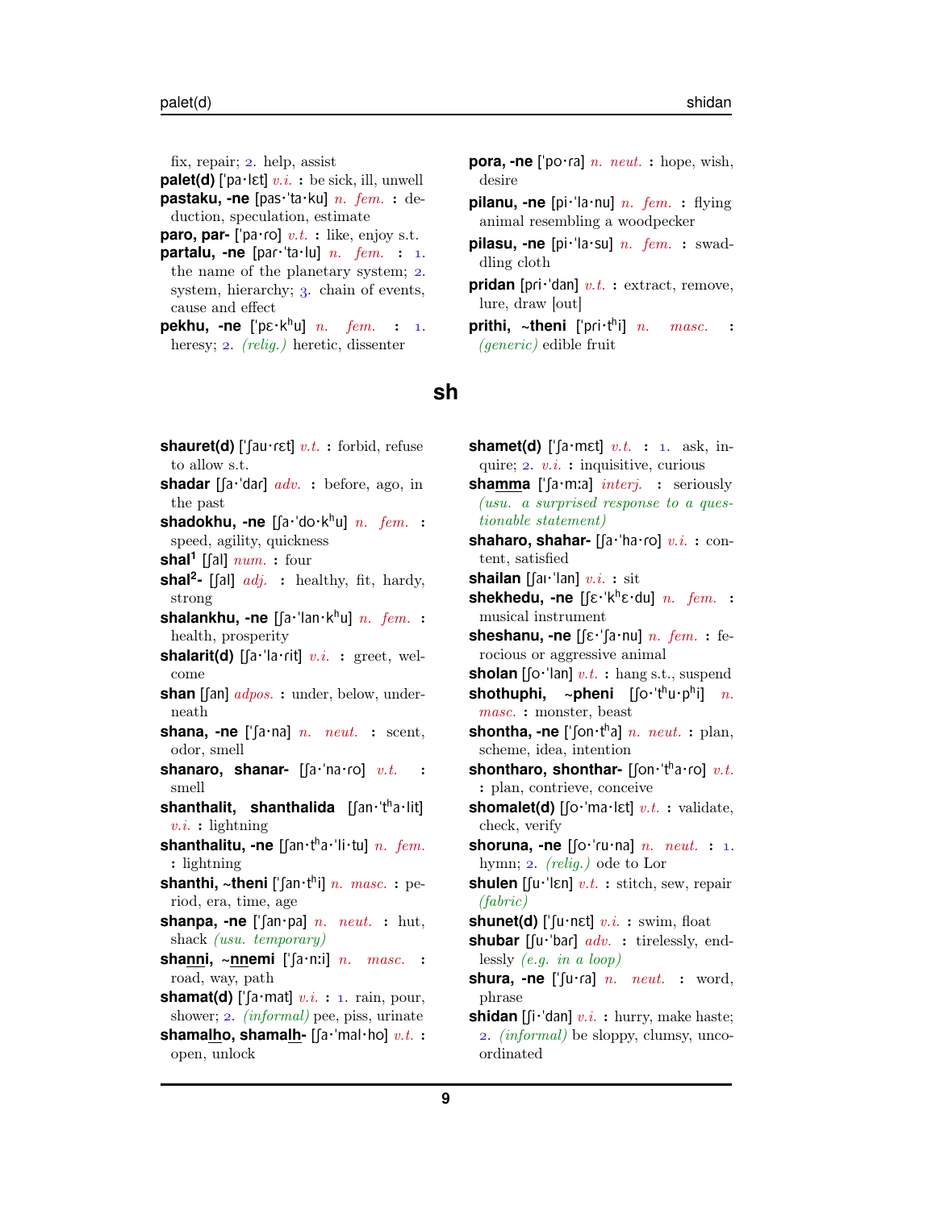fix, repair; 2. help, assist

**palet(d)** [ˈpa·lɛt] *v.i.* **:** be sick, ill, unwell

**pastaku, -ne** [pas·ˈta·ku] *n. fem.* **:** deduction, speculation, estimate

**paro, par-** [ˈpa·ɾo] *v.t.* **:** like, enjoy s.t.

**partalu, -ne** [par·ˈta·lu] *n. fem.* **:** 1. the name of the planetary system; 2. system, hierarchy; 3. chain of events, cause and effect

**pekhu, -ne** [ˈpɛ·kʰu] *n. fem.* **:** 1. heresy; 2. *(relig.)* heretic, dissenter

**pora, -ne** [ˈpo·ɾa] *n. neut.* **:** hope, wish, desire

**pilanu, -ne** [pi·ˈla·nu] *n. fem.* **:** flying animal resembling a woodpecker

**pilasu, -ne** [pi·ˈla·su] *n. fem.* **:** swaddling cloth

**pridan** [pri·ˈdan] *v.t.* **:** extract, remove, lure, draw [out]

**prithi, ~theni** [ˈpri·tʰi] *n. masc.* **:** *(generic)* edible fruit

## sh

**shauret(d)** [ˈʃau·rɛt] *v.t.* **:** forbid, refuse to allow s.t.

**shadar** [ʃa·ˈdar] *adv.* **:** before, ago, in the past

**shadokhu, -ne** [ʃa·ˈdo·kʰu] *n. fem.* **:** speed, agility, quickness

**shal[1]** [ʃal] *num.* **:** four

**shal[2]-** [ʃal] *adj.* **:** healthy, fit, hardy, strong

**shalankhu, -ne** [ʃa·ˈlan·kʰu] *n. fem.* **:** health, prosperity

**shalarit(d)** [ʃa·ˈla·rit] *v.i.* **:** greet, welcome

**shan** [ʃan] *adpos.* **:** under, below, underneath

**shana, -ne** [ˈʃa·na] *n. neut.* **:** scent, odor, smell

**shanaro, shanar-** [ʃa·ˈna·ɾo] *v.t.* **:** smell

**shanthalit, shanthalida** [ʃan·ˈtʰa·lit] *v.i.* **:** lightning

**shanthalitu, -ne** [ʃan·tʰa·ˈli·tu] *n. fem.* **:** lightning

**shanthi, ~theni** [ˈʃan·tʰi] *n. masc.* **:** period, era, time, age

**shanpa, -ne** [ˈʃan·pa] *n. neut.* **:** hut, shack *(usu. temporary)*

**sha<u>nn</u>i, ~<u>nn</u>emi** [ˈʃa·nːi] *n. masc.* **:** road, way, path

**shamat(d)** [ˈʃa·mat] *v.i.* **:** 1. rain, pour, shower; 2. *(informal)* pee, piss, urinate

**shama<u>lh</u>o, shama<u>lh</u>-** [ʃa·ˈmal·ho] *v.t.* **:** open, unlock

**shamet(d)** [ˈʃa·mɛt] *v.t.* **:** 1. ask, inquire; 2. *v.i.* **:** inquisitive, curious

**sha<u>mm</u>a** [ˈʃa·mːa] *interj.* **:** seriously *(usu. a surprised response to a questionable statement)*

**shaharo, shahar-** [ʃa·ˈha·ɾo] *v.i.* **:** content, satisfied

**shailan** [ʃaɪ·ˈlan] *v.i.* **:** sit

**shekhedu, -ne** [ʃɛ·ˈkʰɛ·du] *n. fem.* **:** musical instrument

**sheshanu, -ne** [ʃɛ·ˈʃa·nu] *n. fem.* **:** ferocious or aggressive animal

**sholan** [ʃo·ˈlan] *v.t.* **:** hang s.t., suspend

**shothuphi, ~pheni** [ʃo·ˈtʰu·pʰi] *n. masc.* **:** monster, beast

**shontha, -ne** [ˈʃon·tʰa] *n. neut.* **:** plan, scheme, idea, intention

**shontharo, shonthar-** [ʃon·ˈtʰa·ɾo] *v.t.* **:** plan, contrieve, conceive

**shomalet(d)** [ʃo·ˈma·lɛt] *v.t.* **:** validate, check, verify

**shoruna, -ne** [ʃo·ˈɾu·na] *n. neut.* **:** 1. hymn; 2. *(relig.)* ode to Lor

**shulen** [ʃu·ˈlɛn] *v.t.* **:** stitch, sew, repair *(fabric)*

**shunet(d)** [ˈʃu·nɛt] *v.i.* **:** swim, float

**shubar** [ʃu·ˈbar] *adv.* **:** tirelessly, endlessly *(e.g. in a loop)*

**shura, -ne** [ˈʃu·ɾa] *n. neut.* **:** word, phrase

**shidan** [ʃi·ˈdan] *v.i.* **:** hurry, make haste; 2. *(informal)* be sloppy, clumsy, uncoordinated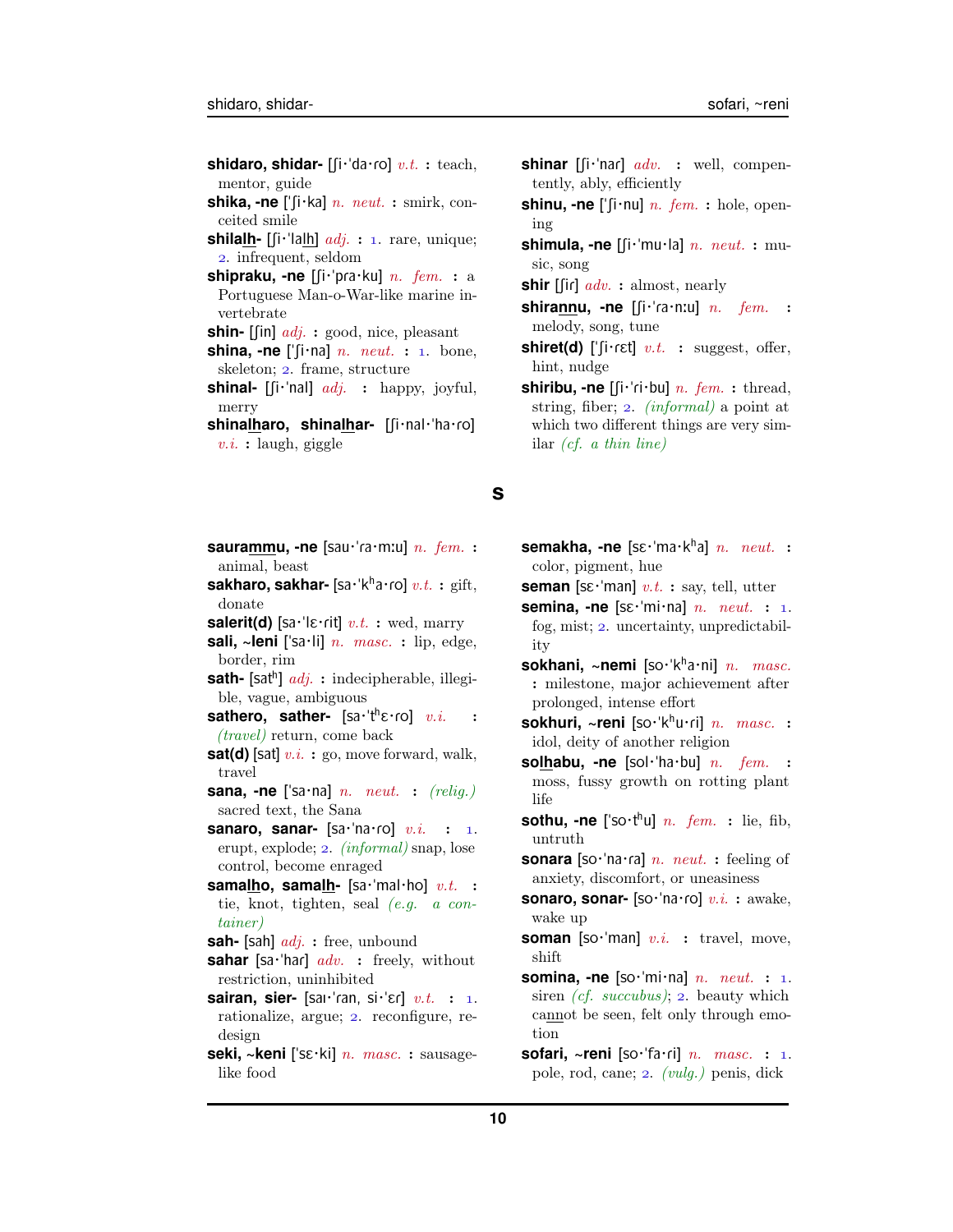**shidaro, shidar-** [ʃi·ˈda·ɾo] *v.t.* **:** teach, mentor, guide

**shika, -ne** [ˈʃi·ka] *n. neut.* **:** smirk, conceited smile

**shila̱lh-** [ʃi·ˈla̱lh] *adj.* **:** 1. rare, unique; 2. infrequent, seldom

**shipraku, -ne** [ʃi·ˈpra·ku] *n. fem.* **:** a Portuguese Man-o-War-like marine invertebrate

**shin-** [ʃin] *adj.* **:** good, nice, pleasant

**shina, -ne** [ˈʃi·na] *n. neut.* **:** 1. bone, skeleton; 2. frame, structure

**shinal-** [ʃi·ˈnal] *adj.* **:** happy, joyful, merry

**shinalharo, shinalhar-** [ʃi·nal·ˈha·ɾo] *v.i.* **:** laugh, giggle

**shinar** [ʃi·ˈnaɾ] *adv.* **:** well, compentently, ably, efficiently

**shinu, -ne** [ˈʃi·nu] *n. fem.* **:** hole, opening

**shimula, -ne** [ʃi·ˈmu·la] *n. neut.* **:** music, song

**shir** [ʃiɾ] *adv.* **:** almost, nearly

**shira̱nnu, -ne** [ʃi·ˈɾa·nːu] *n. fem.* **:** melody, song, tune

**shiret(d)** [ˈʃi·ɾɛt] *v.t.* **:** suggest, offer, hint, nudge

**shiribu, -ne** [ʃi·ˈɾi·bu] *n. fem.* **:** thread, string, fiber; 2. *(informal)* a point at which two different things are very similar *(cf. a thin line)*

## S

**saura̱mmu, -ne** [sau·ˈɾa·mːu] *n. fem.* **:** animal, beast

**sakharo, sakhar-** [sa·ˈkʰa·ɾo] *v.t.* **:** gift, donate

**salerit(d)** [sa·ˈlɛ·ɾit] *v.t.* **:** wed, marry

**sali, ~leni** [ˈsa·li] *n. masc.* **:** lip, edge, border, rim

**sath-** [satʰ] *adj.* **:** indecipherable, illegible, vague, ambiguous

**sathero, sather-** [sa·ˈtʰɛ·ɾo] *v.i.* **:** *(travel)* return, come back

**sat(d)** [sat] *v.i.* **:** go, move forward, walk, travel

**sana, -ne** [ˈsa·na] *n. neut.* **:** *(relig.)* sacred text, the Sana

**sanaro, sanar-** [sa·ˈna·ɾo] *v.i.* **:** 1. erupt, explode; 2. *(informal)* snap, lose control, become enraged

**samalho, samalh-** [sa·ˈmal·ho] *v.t.* **:** tie, knot, tighten, seal *(e.g. a container)*

**sah-** [sah] *adj.* **:** free, unbound

**sahar** [sa·ˈhaɾ] *adv.* **:** freely, without restriction, uninhibited

**sairan, sier-** [saɪ·ˈɾan, si·ˈɛɾ] *v.t.* **:** 1. rationalize, argue; 2. reconfigure, redesign

**seki, ~keni** [ˈsɛ·ki] *n. masc.* **:** sausage-like food

**semakha, -ne** [sɛ·ˈma·kʰa] *n. neut.* **:** color, pigment, hue

**seman** [sɛ·ˈman] *v.t.* **:** say, tell, utter

**semina, -ne** [sɛ·ˈmi·na] *n. neut.* **:** 1. fog, mist; 2. uncertainty, unpredictability

**sokhani, ~nemi** [so·ˈkʰa·ni] *n. masc.* **:** milestone, major achievement after prolonged, intense effort

**sokhuri, ~reni** [so·ˈkʰu·ɾi] *n. masc.* **:** idol, deity of another religion

**sol̲habu, -ne** [sol·ˈha·bu] *n. fem.* **:** moss, fussy growth on rotting plant life

**sothu, -ne** [ˈso·tʰu] *n. fem.* **:** lie, fib, untruth

**sonara** [so·ˈna·ɾa] *n. neut.* **:** feeling of anxiety, discomfort, or uneasiness

**sonaro, sonar-** [so·ˈna·ɾo] *v.i.* **:** awake, wake up

**soman** [so·ˈman] *v.i.* **:** travel, move, shift

**somina, -ne** [so·ˈmi·na] *n. neut.* **:** 1. siren *(cf. succubus)*; 2. beauty which cannot be seen, felt only through emotion

**sofari, ~reni** [so·ˈfa·ɾi] *n. masc.* **:** 1. pole, rod, cane; 2. *(vulg.)* penis, dick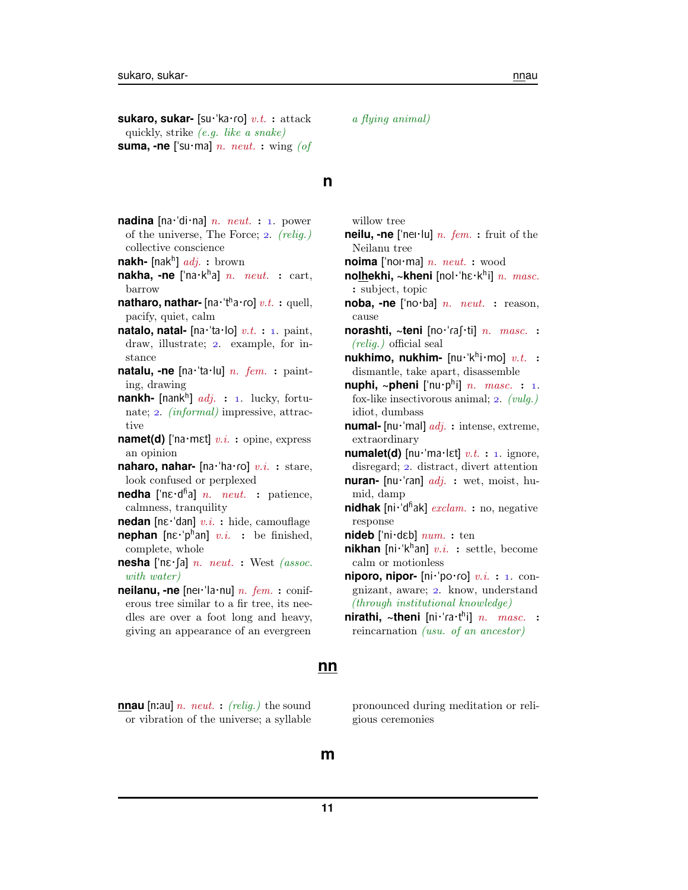**sukaro, sukar-** [su·ˈka·ɾo] *v.t.* **:** attack quickly, strike *(e.g. like a snake)*

**suma, -ne** [ˈsu·ma] *n. neut.* **:** wing *(of a flying animal)*

## n

**nadina** [na·ˈdi·na] *n. neut.* **:** 1. power of the universe, The Force; 2. *(relig.)* collective conscience

**nakh-** [nakʰ] *adj.* **:** brown

**nakha, -ne** [ˈna·kʰa] *n. neut.* **:** cart, barrow

**natharo, nathar-** [na·ˈtʰa·ɾo] *v.t.* **:** quell, pacify, quiet, calm

**natalo, natal-** [na·ˈta·lo] *v.t.* **:** 1. paint, draw, illustrate; 2. example, for instance

**natalu, -ne** [na·ˈta·lu] *n. fem.* **:** painting, drawing

**nankh-** [nankʰ] *adj.* **:** 1. lucky, fortunate; 2. *(informal)* impressive, attractive

**namet(d)** [ˈna·mɛt] *v.i.* **:** opine, express an opinion

**naharo, nahar-** [na·ˈha·ɾo] *v.i.* **:** stare, look confused or perplexed

**nedha** [ˈnɛ·dʱa] *n. neut.* **:** patience, calmness, tranquility

**nedan** [nɛ·ˈdan] *v.i.* **:** hide, camouflage

**nephan** [nɛ·ˈpʰan] *v.i.* **:** be finished, complete, whole

**nesha** [ˈnɛ·ʃa] *n. neut.* **:** West *(assoc. with water)*

**neilanu, -ne** [neɪ·ˈla·nu] *n. fem.* **:** coniferous tree similar to a fir tree, its needles are over a foot long and heavy, giving an appearance of an evergreen willow tree

**neilu, -ne** [ˈneɪ·lu] *n. fem.* **:** fruit of the Neilanu tree

**noima** [ˈnoɪ·ma] *n. neut.* **:** wood

**nol<u>h</u>ekhi, ~kheni** [nol·ˈhɛ·kʰi] *n. masc.* **:** subject, topic

**noba, -ne** [ˈno·ba] *n. neut.* **:** reason, cause

**norashti, ~teni** [no·ˈɾaʃ·ti] *n. masc.* **:** *(relig.)* official seal

**nukhimo, nukhim-** [nu·ˈkʰi·mo] *v.t.* **:** dismantle, take apart, disassemble

**nuphi, ~pheni** [ˈnu·pʰi] *n. masc.* **:** 1. fox-like insectivorous animal; 2. *(vulg.)* idiot, dumbass

**numal-** [nu·ˈmal] *adj.* **:** intense, extreme, extraordinary

**numalet(d)** [nu·ˈma·lɛt] *v.t.* **:** 1. ignore, disregard; 2. distract, divert attention

**nuran-** [nu·ˈɾan] *adj.* **:** wet, moist, humid, damp

**nidhak** [ni·ˈdʱak] *exclam.* **:** no, negative response

**nideb** [ˈni·dɛb] *num.* **:** ten

**nikhan** [ni·ˈkʰan] *v.i.* **:** settle, become calm or motionless

**niporo, nipor-** [ni·ˈpo·ɾo] *v.i.* **:** 1. cognizant, aware; 2. know, understand *(through institutional knowledge)*

**nirathi, ~theni** [ni·ˈɾa·tʰi] *n. masc.* **:** reincarnation *(usu. of an ancestor)*

## <u>nn</u>

**<u>nn</u>au** [nːau] *n. neut.* **:** *(relig.)* the sound or vibration of the universe; a syllable pronounced during meditation or religious ceremonies

## m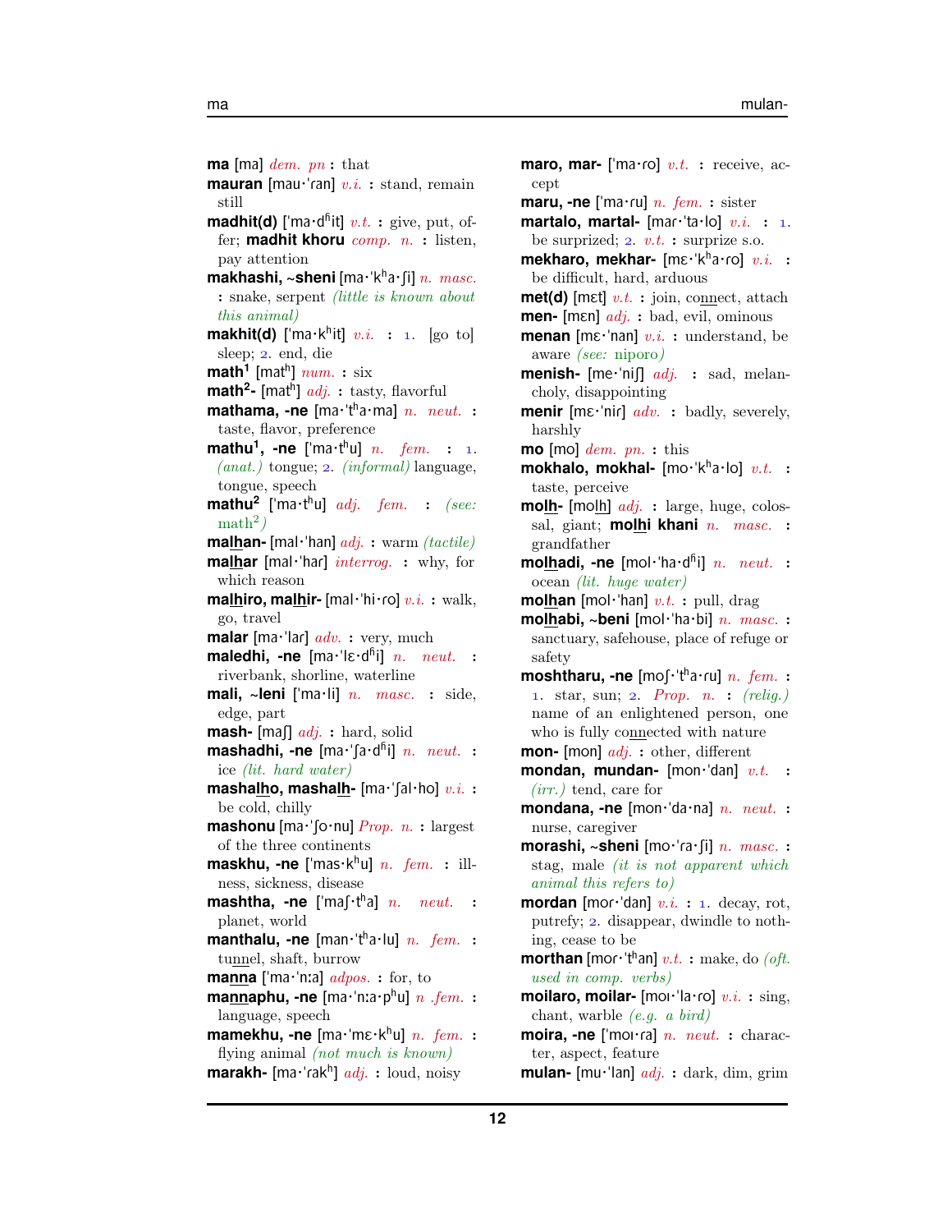**ma** [ma] *dem. pn* **:** that

**mauran** [mau·ˈɾan] *v.i.* **:** stand, remain still

**madhit(d)** [ˈma·dʱit] *v.t.* **:** give, put, offer; **madhit khoru** *comp. n.* **:** listen, pay attention

**makhashi, ~sheni** [ma·ˈkʰa·ʃi] *n. masc.* **:** snake, serpent *(little is known about this animal)*

**makhit(d)** [ˈma·kʰit] *v.i.* **:** 1. [go to] sleep; 2. end, die

**math¹** [matʰ] *num.* **:** six

**math²-** [matʰ] *adj.* **:** tasty, flavorful

**mathama, -ne** [ma·ˈtʰa·ma] *n. neut.* **:** taste, flavor, preference

**mathu¹, -ne** [ˈma·tʰu] *n. fem.* **:** 1. *(anat.)* tongue; 2. *(informal)* language, tongue, speech

**mathu²** [ˈma·tʰu] *adj. fem.* **:** *(see: math²)*

**malhan-** [mal·ˈhan] *adj.* **:** warm *(tactile)*

**malhar** [mal·ˈhaɾ] *interrog.* **:** why, for which reason

**malhiro, malhir-** [mal·ˈhi·ɾo] *v.i.* **:** walk, go, travel

**malar** [ma·ˈlaɾ] *adv.* **:** very, much

**maledhi, -ne** [ma·ˈlɛ·dʱi] *n. neut.* **:** riverbank, shorline, waterline

**mali, ~leni** [ˈma·li] *n. masc.* **:** side, edge, part

**mash-** [maʃ] *adj.* **:** hard, solid

**mashadhi, -ne** [ma·ˈʃa·dʱi] *n. neut.* **:** ice *(lit. hard water)*

**mashalho, mashalh-** [ma·ˈʃal·ho] *v.i.* **:** be cold, chilly

**mashonu** [ma·ˈʃo·nu] *Prop. n.* **:** largest of the three continents

**maskhu, -ne** [ˈmas·kʰu] *n. fem.* **:** illness, sickness, disease

**mashtha, -ne** [ˈmaʃ·tʰa] *n. neut.* **:** planet, world

**manthalu, -ne** [man·ˈtʰa·lu] *n. fem.* **:** tunnel, shaft, burrow

**manna** [ˈma·nːa] *adpos.* **:** for, to

**mannaphu, -ne** [ma·ˈnːa·pʰu] *n .fem.* **:** language, speech

**mamekhu, -ne** [ma·ˈmɛ·kʰu] *n. fem.* **:** flying animal *(not much is known)*

**marakh-** [ma·ˈɾakʰ] *adj.* **:** loud, noisy

**maro, mar-** [ˈma·ɾo] *v.t.* **:** receive, accept

**maru, -ne** [ˈma·ɾu] *n. fem.* **:** sister

**martalo, martal-** [maɾ·ˈta·lo] *v.i.* **:** 1. be surprized; 2. *v.t.* **:** surprize s.o.

**mekharo, mekhar-** [mɛ·ˈkʰa·ɾo] *v.i.* **:** be difficult, hard, arduous

**met(d)** [mɛt] *v.t.* **:** join, connect, attach

**men-** [mɛn] *adj.* **:** bad, evil, ominous

**menan** [mɛ·ˈnan] *v.i.* **:** understand, be aware *(see: niporo)*

**menish-** [me·ˈniʃ] *adj.* **:** sad, melancholy, disappointing

**menir** [mɛ·ˈniɾ] *adv.* **:** badly, severely, harshly

**mo** [mo] *dem. pn.* **:** this

**mokhalo, mokhal-** [mo·ˈkʰa·lo] *v.t.* **:** taste, perceive

**molh-** [molh] *adj.* **:** large, huge, colossal, giant; **molhi khani** *n. masc.* **:** grandfather

**molhadi, -ne** [mol·ˈha·dʱi] *n. neut.* **:** ocean *(lit. huge water)*

**molhan** [mol·ˈhan] *v.t.* **:** pull, drag

**molhabi, ~beni** [mol·ˈha·bi] *n. masc.* **:** sanctuary, safehouse, place of refuge or safety

**moshtharu, -ne** [moʃ·ˈtʰa·ɾu] *n. fem.* **:** 1. star, sun; 2. *Prop. n.* **:** *(relig.)* name of an enlightened person, one who is fully connected with nature

**mon-** [mon] *adj.* **:** other, different

**mondan, mundan-** [mon·ˈdan] *v.t.* **:** *(irr.)* tend, care for

**mondana, -ne** [mon·ˈda·na] *n. neut.* **:** nurse, caregiver

**morashi, ~sheni** [mo·ˈɾa·ʃi] *n. masc.* **:** stag, male *(it is not apparent which animal this refers to)*

**mordan** [moɾ·ˈdan] *v.i.* **:** 1. decay, rot, putrefy; 2. disappear, dwindle to nothing, cease to be

**morthan** [moɾ·ˈtʰan] *v.t.* **:** make, do *(oft. used in comp. verbs)*

**moilaro, moilar-** [moɪ·ˈla·ɾo] *v.i.* **:** sing, chant, warble *(e.g. a bird)*

**moira, -ne** [ˈmoɪ·ɾa] *n. neut.* **:** character, aspect, feature

**mulan-** [mu·ˈlan] *adj.* **:** dark, dim, grim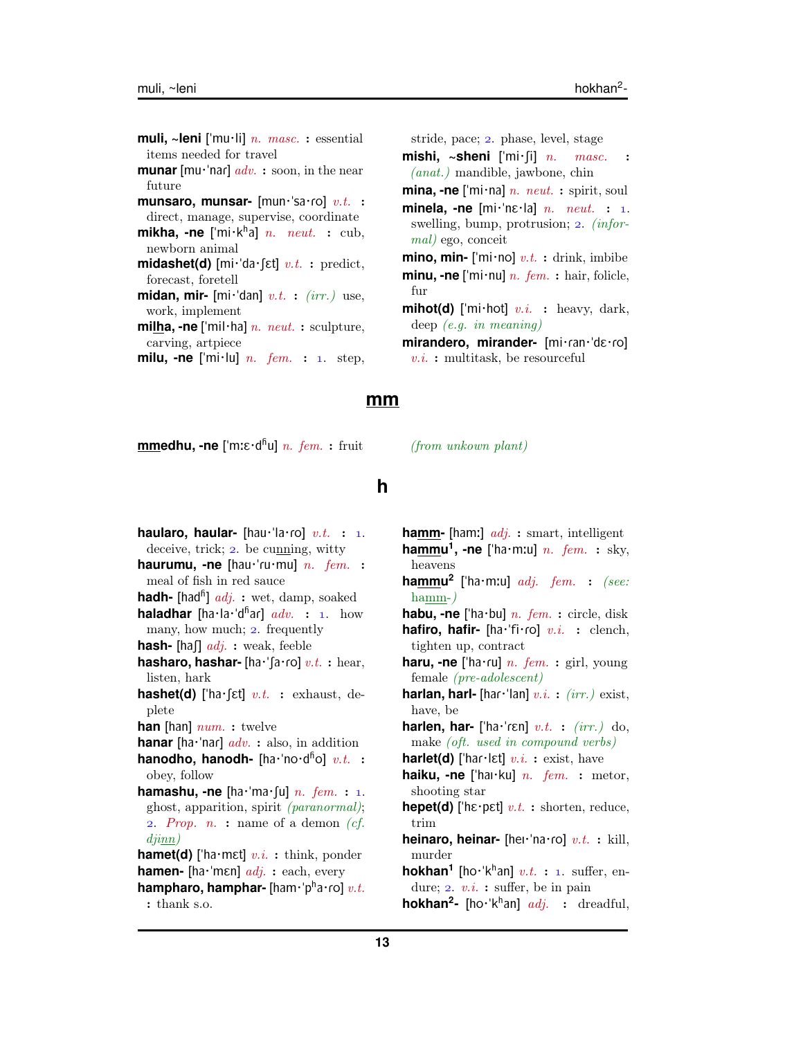**muli, ~leni** [ˈmu·li] *n. masc.* **:** essential items needed for travel

**munar** [mu·ˈnar] *adv.* **:** soon, in the near future

**munsaro, munsar-** [mun·ˈsa·ro] *v.t.* **:** direct, manage, supervise, coordinate

**mikha, -ne** [ˈmi·kʰa] *n. neut.* **:** cub, newborn animal

**midashet(d)** [mi·ˈda·ʃɛt] *v.t.* **:** predict, forecast, foretell

**midan, mir-** [mi·ˈdan] *v.t.* **:** *(irr.)* use, work, implement

**milha, -ne** [ˈmil·ha] *n. neut.* **:** sculpture, carving, artpiece

**milu, -ne** [ˈmi·lu] *n. fem.* **:** 1. step, stride, pace; 2. phase, level, stage

**mishi, ~sheni** [ˈmi·ʃi] *n. masc.* **:** *(anat.)* mandible, jawbone, chin

**mina, -ne** [ˈmi·na] *n. neut.* **:** spirit, soul

**minela, -ne** [mi·ˈnɛ·la] *n. neut.* **:** 1. swelling, bump, protrusion; 2. *(informal)* ego, conceit

**mino, min-** [ˈmi·no] *v.t.* **:** drink, imbibe

**minu, -ne** [ˈmi·nu] *n. fem.* **:** hair, folicle, fur

**mihot(d)** [ˈmi·hot] *v.i.* **:** heavy, dark, deep *(e.g. in meaning)*

**mirandero, mirander-** [mi·ran·ˈdɛ·ro] *v.i.* **:** multitask, be resourceful

## mm

**mmedhu, -ne** [ˈmːɛ·dʱu] *n. fem.* **:** fruit *(from unkown plant)*

## h

**haularo, haular-** [hau·ˈla·ro] *v.t.* **:** 1. deceive, trick; 2. be cunning, witty

**haurumu, -ne** [hau·ˈru·mu] *n. fem.* **:** meal of fish in red sauce

**hadh-** [hadʱ] *adj.* **:** wet, damp, soaked

**haladhar** [ha·la·ˈdʱar] *adv.* **:** 1. how many, how much; 2. frequently

**hash-** [haʃ] *adj.* **:** weak, feeble

**hasharo, hashar-** [ha·ˈʃa·ro] *v.t.* **:** hear, listen, hark

**hashet(d)** [ˈha·ʃɛt] *v.t.* **:** exhaust, deplete

**han** [han] *num.* **:** twelve

**hanar** [ha·ˈnar] *adv.* **:** also, in addition

**hanodho, hanodh-** [ha·ˈno·dʱo] *v.t.* **:** obey, follow

**hamashu, -ne** [ha·ˈma·ʃu] *n. fem.* **:** 1. ghost, apparition, spirit *(paranormal)*; 2. *Prop. n.* **:** name of a demon *(cf. djinn)*

**hamet(d)** [ˈha·mɛt] *v.i.* **:** think, ponder

**hamen-** [ha·ˈmɛn] *adj.* **:** each, every

**hampharo, hamphar-** [ham·ˈpʰa·ro] *v.t.* **:** thank s.o.

**hamm-** [hamː] *adj.* **:** smart, intelligent

**hammu[1], -ne** [ˈha·mːu] *n. fem.* **:** sky, heavens

**hammu[2]** [ˈha·mːu] *adj. fem.* **:** *(see: hamm-)*

**habu, -ne** [ˈha·bu] *n. fem.* **:** circle, disk

**hafiro, hafir-** [ha·ˈfi·ro] *v.i.* **:** clench, tighten up, contract

**haru, -ne** [ˈha·ru] *n. fem.* **:** girl, young female *(pre-adolescent)*

**harlan, harl-** [har·ˈlan] *v.i.* **:** *(irr.)* exist, have, be

**harlen, har-** [ˈha·ˈrɛn] *v.t.* **:** *(irr.)* do, make *(oft. used in compound verbs)*

**harlet(d)** [ˈhar·lɛt] *v.i.* **:** exist, have

**haiku, -ne** [ˈhaɪ·ku] *n. fem.* **:** metor, shooting star

**hepet(d)** [ˈhɛ·pɛt] *v.t.* **:** shorten, reduce, trim

**heinaro, heinar-** [heɪ·ˈna·ro] *v.t.* **:** kill, murder

**hokhan[1]** [ho·ˈkʰan] *v.t.* **:** 1. suffer, endure; 2. *v.i.* **:** suffer, be in pain

**hokhan[2]-** [ho·ˈkʰan] *adj.* **:** dreadful,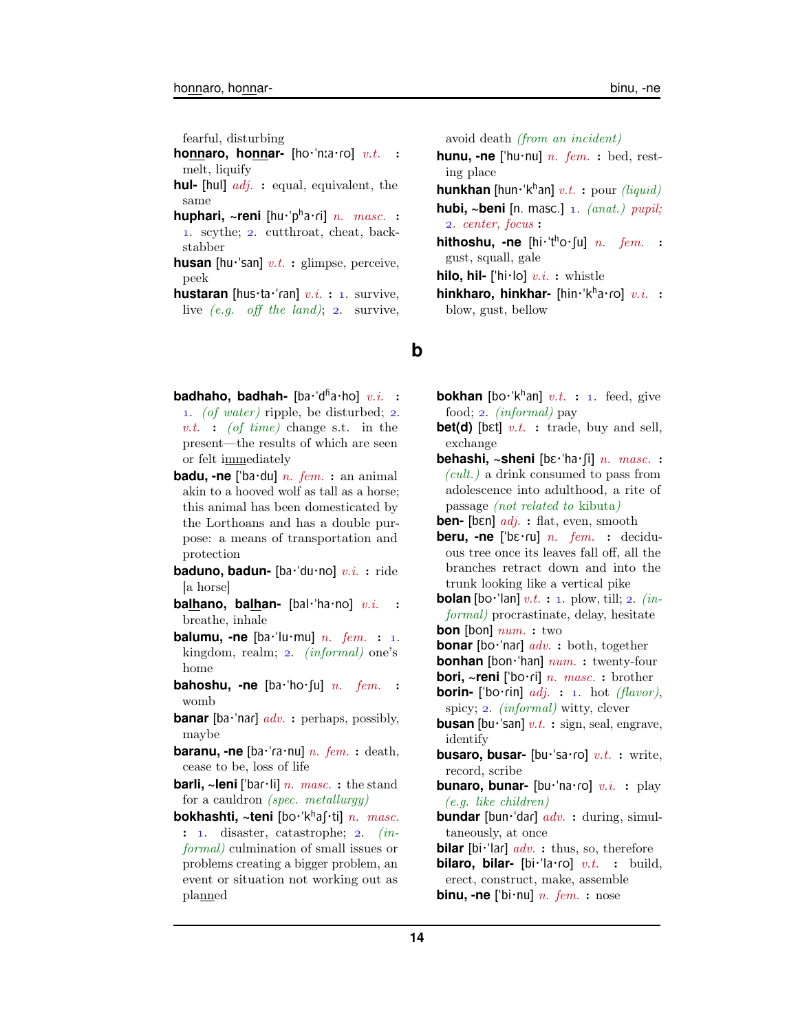fearful, disturbing

**honnaro, honnar-** [ho·ˈnːa·ro] *v.t.* **:** melt, liquify

**hul-** [hul] *adj.* **:** equal, equivalent, the same

**huphari, ~reni** [hu·ˈpʰa·ri] *n. masc.* **:** 1. scythe; 2. cutthroat, cheat, backstabber

**husan** [hu·ˈsan] *v.t.* **:** glimpse, perceive, peek

**hustaran** [hus·ta·ˈran] *v.i.* **:** 1. survive, live *(e.g. off the land)*; 2. survive, avoid death *(from an incident)*

**hunu, -ne** [ˈhu·nu] *n. fem.* **:** bed, resting place

**hunkhan** [hun·ˈkʰan] *v.t.* **:** pour *(liquid)*

**hubi, ~beni** [n. masc.] 1. *(anat.) pupil;* 2. *center, focus* **:**

**hithoshu, -ne** [hi·ˈtʰo·ʃu] *n. fem.* **:** gust, squall, gale

**hilo, hil-** [ˈhi·lo] *v.i.* **:** whistle

**hinkharo, hinkhar-** [hin·ˈkʰa·ro] *v.i.* **:** blow, gust, bellow

# b

**badhaho, badhah-** [ba·ˈdʱa·ho] *v.i.* **:** 1. *(of water)* ripple, be disturbed; 2. *v.t.* **:** *(of time)* change s.t. in the present—the results of which are seen or felt immediately

**badu, -ne** [ˈba·du] *n. fem.* **:** an animal akin to a hooved wolf as tall as a horse; this animal has been domesticated by the Lorthoans and has a double purpose: a means of transportation and protection

**baduno, badun-** [ba·ˈdu·no] *v.i.* **:** ride [a horse]

**balhano, balhan-** [bal·ˈha·no] *v.i.* **:** breathe, inhale

**balumu, -ne** [ba·ˈlu·mu] *n. fem.* **:** 1. kingdom, realm; 2. *(informal)* one's home

**bahoshu, -ne** [ba·ˈho·ʃu] *n. fem.* **:** womb

**banar** [ba·ˈnar] *adv.* **:** perhaps, possibly, maybe

**baranu, -ne** [ba·ˈra·nu] *n. fem.* **:** death, cease to be, loss of life

**barli, ~leni** [ˈbar·li] *n. masc.* **:** the stand for a cauldron *(spec. metallurgy)*

**bokhashti, ~teni** [bo·ˈkʰaʃ·ti] *n. masc.* **:** 1. disaster, catastrophe; 2. *(informal)* culmination of small issues or problems creating a bigger problem, an event or situation not working out as planned

**bokhan** [bo·ˈkʰan] *v.t.* **:** 1. feed, give food; 2. *(informal)* pay

**bet(d)** [bɛt] *v.t.* **:** trade, buy and sell, exchange

**behashi, ~sheni** [bɛ·ˈha·ʃi] *n. masc.* **:** *(cult.)* a drink consumed to pass from adolescence into adulthood, a rite of passage *(not related to* kibuta*)*

**ben-** [bɛn] *adj.* **:** flat, even, smooth

**beru, -ne** [ˈbɛ·ru] *n. fem.* **:** deciduous tree once its leaves fall off, all the branches retract down and into the trunk looking like a vertical pike

**bolan** [bo·ˈlan] *v.t.* **:** 1. plow, till; 2. *(informal)* procrastinate, delay, hesitate

**bon** [bon] *num.* **:** two

**bonar** [bo·ˈnar] *adv.* **:** both, together

**bonhan** [bon·ˈhan] *num.* **:** twenty-four

**bori, ~reni** [ˈbo·ri] *n. masc.* **:** brother

**borin-** [ˈbo·rin] *adj.* **:** 1. hot *(flavor)*, spicy; 2. *(informal)* witty, clever

**busan** [bu·ˈsan] *v.t.* **:** sign, seal, engrave, identify

**busaro, busar-** [bu·ˈsa·ro] *v.t.* **:** write, record, scribe

**bunaro, bunar-** [bu·ˈna·ro] *v.i.* **:** play *(e.g. like children)*

**bundar** [bun·ˈdar] *adv.* **:** during, simultaneously, at once

**bilar** [bi·ˈlar] *adv.* **:** thus, so, therefore

**bilaro, bilar-** [bi·ˈla·ro] *v.t.* **:** build, erect, construct, make, assemble

**binu, -ne** [ˈbi·nu] *n. fem.* **:** nose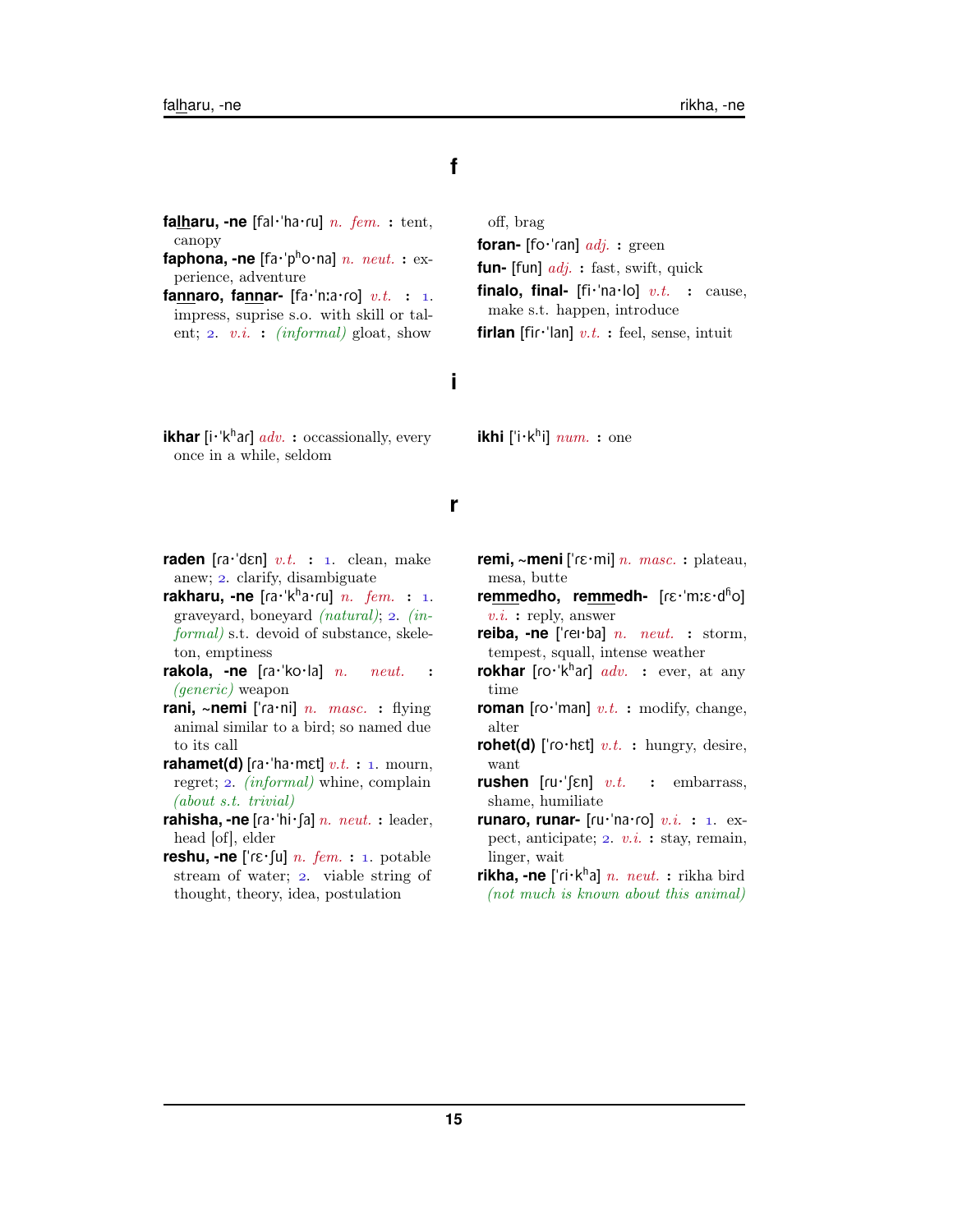## f

**fa<u>lh</u>aru, -ne** [fal·ˈha·ɾu] *n. fem.* **:** tent, canopy

**faphona, -ne** [fa·ˈpʰo·na] *n. neut.* **:** experience, adventure

**fa<u>nn</u>aro, fa<u>nn</u>ar-** [fa·ˈnːa·ɾo] *v.t.* **:** 1. impress, suprise s.o. with skill or talent; 2. *v.i.* **:** *(informal)* gloat, show off, brag

**foran-** [fo·ˈɾan] *adj.* **:** green

**fun-** [fun] *adj.* **:** fast, swift, quick

**finalo, final-** [fi·ˈna·lo] *v.t.* **:** cause, make s.t. happen, introduce

**firlan** [fiɾ·ˈlan] *v.t.* **:** feel, sense, intuit

## i

**ikhar** [i·ˈkʰar] *adv.* **:** occasionally, every once in a while, seldom

**ikhi** [ˈi·kʰi] *num.* **:** one

## r

**raden** [ɾa·ˈdɛn] *v.t.* **:** 1. clean, make anew; 2. clarify, disambiguate

**rakharu, -ne** [ɾa·ˈkʰa·ɾu] *n. fem.* **:** 1. graveyard, boneyard *(natural)*; 2. *(informal)* s.t. devoid of substance, skeleton, emptiness

**rakola, -ne** [ɾa·ˈko·la] *n. neut.* **:** *(generic)* weapon

**rani, ~nemi** [ˈɾa·ni] *n. masc.* **:** flying animal similar to a bird; so named due to its call

**rahamet(d)** [ɾa·ˈha·mɛt] *v.t.* **:** 1. mourn, regret; 2. *(informal)* whine, complain *(about s.t. trivial)*

**rahisha, -ne** [ɾa·ˈhi·ʃa] *n. neut.* **:** leader, head [of], elder

**reshu, -ne** [ˈɾɛ·ʃu] *n. fem.* **:** 1. potable stream of water; 2. viable string of thought, theory, idea, postulation

**remi, ~meni** [ˈɾɛ·mi] *n. masc.* **:** plateau, mesa, butte

**re<u>mm</u>edho, re<u>mm</u>edh-** [ɾɛ·ˈmːɛ·dʱo] *v.i.* **:** reply, answer

**reiba, -ne** [ˈɾeɪ·ba] *n. neut.* **:** storm, tempest, squall, intense weather

**rokhar** [ɾo·ˈkʰar] *adv.* **:** ever, at any time

**roman** [ɾo·ˈman] *v.t.* **:** modify, change, alter

**rohet(d)** [ˈɾo·hɛt] *v.t.* **:** hungry, desire, want

**rushen** [ɾu·ˈʃɛn] *v.t.* **:** embarrass, shame, humiliate

**runaro, runar-** [ɾu·ˈna·ɾo] *v.i.* **:** 1. expect, anticipate; 2. *v.i.* **:** stay, remain, linger, wait

**rikha, -ne** [ˈɾi·kʰa] *n. neut.* **:** rikha bird *(not much is known about this animal)*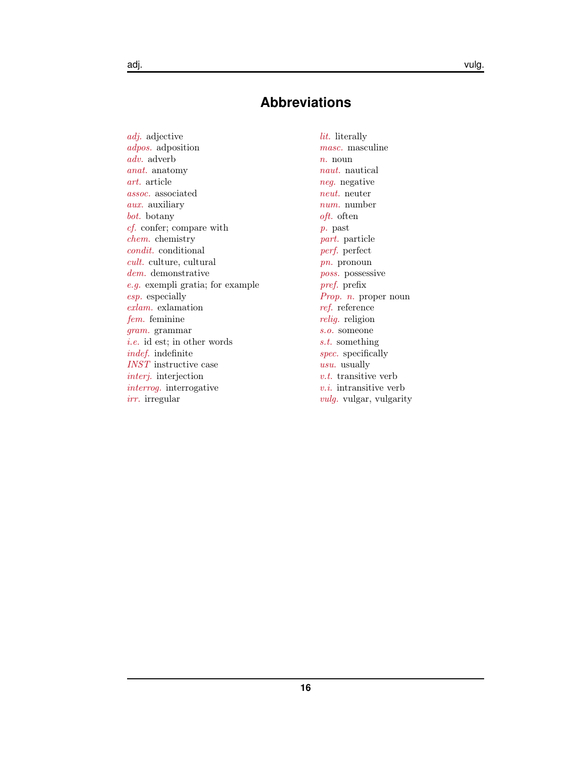# Abbreviations

*adj.* adjective
*adpos.* adposition
*adv.* adverb
*anat.* anatomy
*art.* article
*assoc.* associated
*aux.* auxiliary
*bot.* botany
*cf.* confer; compare with
*chem.* chemistry
*condit.* conditional
*cult.* culture, cultural
*dem.* demonstrative
*e.g.* exempli gratia; for example
*esp.* especially
*exlam.* exlamation
*fem.* feminine
*gram.* grammar
*i.e.* id est; in other words
*indef.* indefinite
*INST* instructive case
*interj.* interjection
*interrog.* interrogative
*irr.* irregular
*lit.* literally
*masc.* masculine
*n.* noun
*naut.* nautical
*neg.* negative
*neut.* neuter
*num.* number
*oft.* often
*p.* past
*part.* particle
*perf.* perfect
*pn.* pronoun
*poss.* possessive
*pref.* prefix
*Prop. n.* proper noun
*ref.* reference
*relig.* religion
*s.o.* someone
*s.t.* something
*spec.* specifically
*usu.* usually
*v.t.* transitive verb
*v.i.* intransitive verb
*vulg.* vulgar, vulgarity